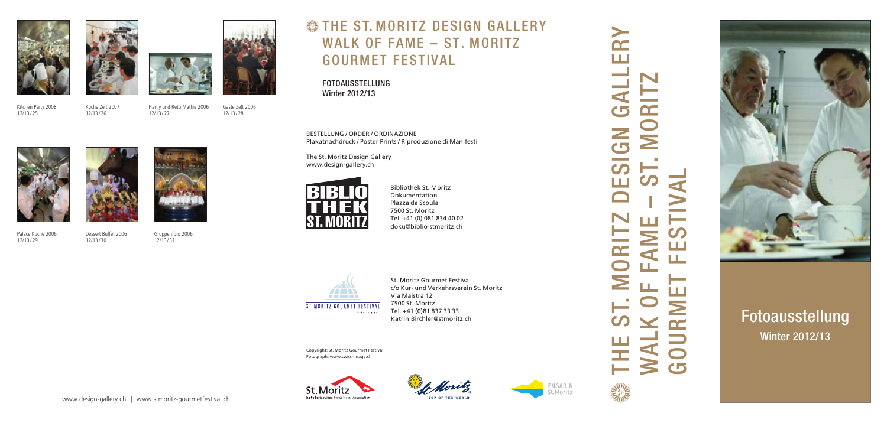Kitchen Party 2008
12/13/25

Küche Zelt 2007
12/13/26

Hartly und Reto Mathis 2006
12/13/27

Gäste Zelt 2006
12/13/28

Palace Küche 2006
12/13/29

Dessert Buffet 2006
12/13/30

Gruppenfoto 2006
12/13/31

www.design-gallery.ch | www.stmoritz-gourmetfestival.ch

# THE ST. MORITZ DESIGN GALLERY WALK OF FAME – ST. MORITZ GOURMET FESTIVAL

FOTOAUSSTELLUNG
Winter 2012/13

BESTELLUNG / ORDER / ORDINAZIONE
Plakatnachdruck / Poster Prints / Riproduzione di Manifesti

The St. Moritz Design Gallery
www.design-gallery.ch

BIBLIOTHEK ST. MORITZ

Bibliothek St. Moritz
Dokumentation
Plazza da Scoula
7500 St. Moritz
Tel. +41 (0) 081 834 40 02
doku@biblio-stmoritz.ch

ST. MORITZ GOURMET FESTIVAL

St. Moritz Gourmet Festival
c/o Kur- und Verkehrsverein St. Moritz
Via Maistra 12
7500 St. Moritz
Tel. +41 (0)81 837 33 33
Katrin.Birchler@stmoritz.ch

Copyright: St. Moritz Gourmet Festival
Fotograph: www.swiss-image.ch

St. Moritz hotelleriesuisse Swiss Hotel Association

St. Moritz TOP OF THE WORLD

ENGADIN St. Moritz

# THE ST. MORITZ DESIGN GALLERY WALK OF FAME – ST. MORITZ GOURMET FESTIVAL

## Fotoausstellung
Winter 2012/13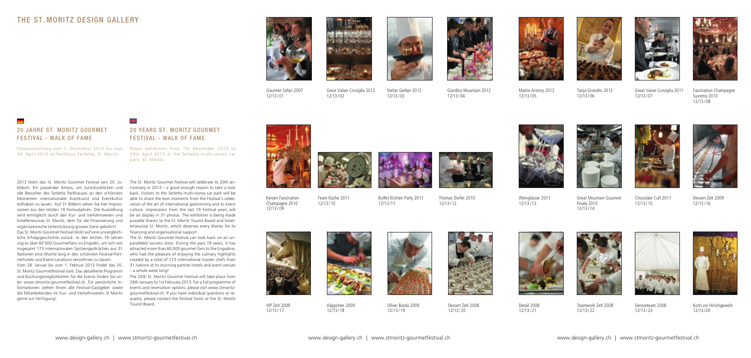# THE ST. MORITZ DESIGN GALLERY

Gourmet Safari 2007
12/13/01

Great Valser Corviglia 2012
12/13/02

Stefan Gerber 2012
12/13/03

Giardino Mountain 2012
12/13/04

Maitre Antony 2012
12/13/05

Tanja Grandits 2012
12/13/06

Great Valser Corviglia 2011
12/13/07

Fascination Champagne Suvretta 2010
12/13/08

## 20 JAHRE ST. MORITZ GOURMET FESTIVAL - WALK OF FAME

Fotoausstellung vom 7. Dezember 2012 bis zum 30. April 2013 im Parkhaus Serletta, St. Moritz.

2013 feiert das St. Moritz Gourmet Festival sein 20. Jubiläum. Ein passender Anlass, um zurückzublicken und alle Besucher des Serletta Parkhauses an den schönsten Momenten internationaler Kochkunst und Eventkultur teilhaben zu lassen. Auf 31 Bildern sehen Sie hier Impressionen aus den letzten 19 Festivaljahren. Die Ausstellung wird ermöglicht durch den Kur- und Verkehrsverein und hotelleriesuisse St. Moritz, dem für die Finanzierung und organisatorische Unterstützung grosser Dank gebührt!

Das St. Moritz Gourmet Festival blickt auf eine unvergleichliche Erfolgsgeschichte zurück. In den letzten 19 Jahren zog es über 60'000 Gourmetfans ins Engadin, um sich von insgesamt 173 internationalen Spitzengastköchen aus 31 Nationen eine Woche lang in den schönsten Festival-Partnerhotels und Event-Locations verwöhnen zu lassen.

Vom 28. Januar bis zum 1. Februar 2013 findet das 20. St. Moritz Gourmetfestival statt. Das detaillierte Programm und Buchungsmöglichkeiten für die Events finden Sie unter www.stmoritz-gourmetfestival.ch. Für persönliche Informationen stehen Ihnen alle Festival-Gastgeber sowie die Mitarbeitenden im Kur- und Verkehrsverein St Moritz gerne zur Verfügung!

## 20 YEARS ST. MORITZ GOURMET FESTIVAL - WALK OF FAME

Photo exhibition from 7th December 2012 to 30th April 2013 at the Serletta multi-storey car park, St. Moritz.

The St. Moritz Gourmet Festival will celebrate its 20th anniversary in 2013 – a good enough reason to take a look back. Visitors to the Serletta multi-storey car park will be able to share the best moments from the Festival's celebration of the art of international gastronomy and its event culture: impressions from the last 19 Festival years will be on display in 31 photos. The exhibition is being made possible thanks to the St. Moritz Tourist Board and hotelleriesuisse St. Moritz, which deserves every thanks for its financing and organisational support.

The St. Moritz Gourmet Festival can look back on an unparalleled success story. During the past 19 years, it has attracted more than 60,000 gourmet fans to the Engadine, who had the pleasure of enjoying the culinary highlights created by a total of 173 international master chefs from 31 nations at its stunning partner hotels and event venues – a whole week long!

The 20th St. Moritz Gourmet Festival will take place from 28th January to 1st February 2013. For a full programme of events and reservation options, please visit www.stmoritz-gourmetfestival.ch. If you have individual questions or requests, please contact the Festival hosts or the St. Moritz Tourist Board.

Kerzen Fascination Champagne 2010
12/13/09

Team Küche 2011
12/13/10

Buffet Kitchen Party 2011
12/13/11

Thomas Dorfer 2010
12/13/12

Weingläser 2011
12/13/13

Great Mountain Gourmet Finale 2010
12/13/14

Chocolate Cult 2011
12/13/15

Dessert Zelt 2009
12/13/16

VIP Zelt 2009
12/13/17

Häppchen 2009
12/13/18

Oliver Barda 2009
12/13/19

Dessert Zelt 2008
12/13/20

Detail 2008
12/13/21

Teamwork Zelt 2008
12/13/22

Serviceteam 2008
12/13/23

Koch vor Hirschgeweih
12/13/24

www.design-gallery.ch | www.stmoritz-gourmetfestival.ch